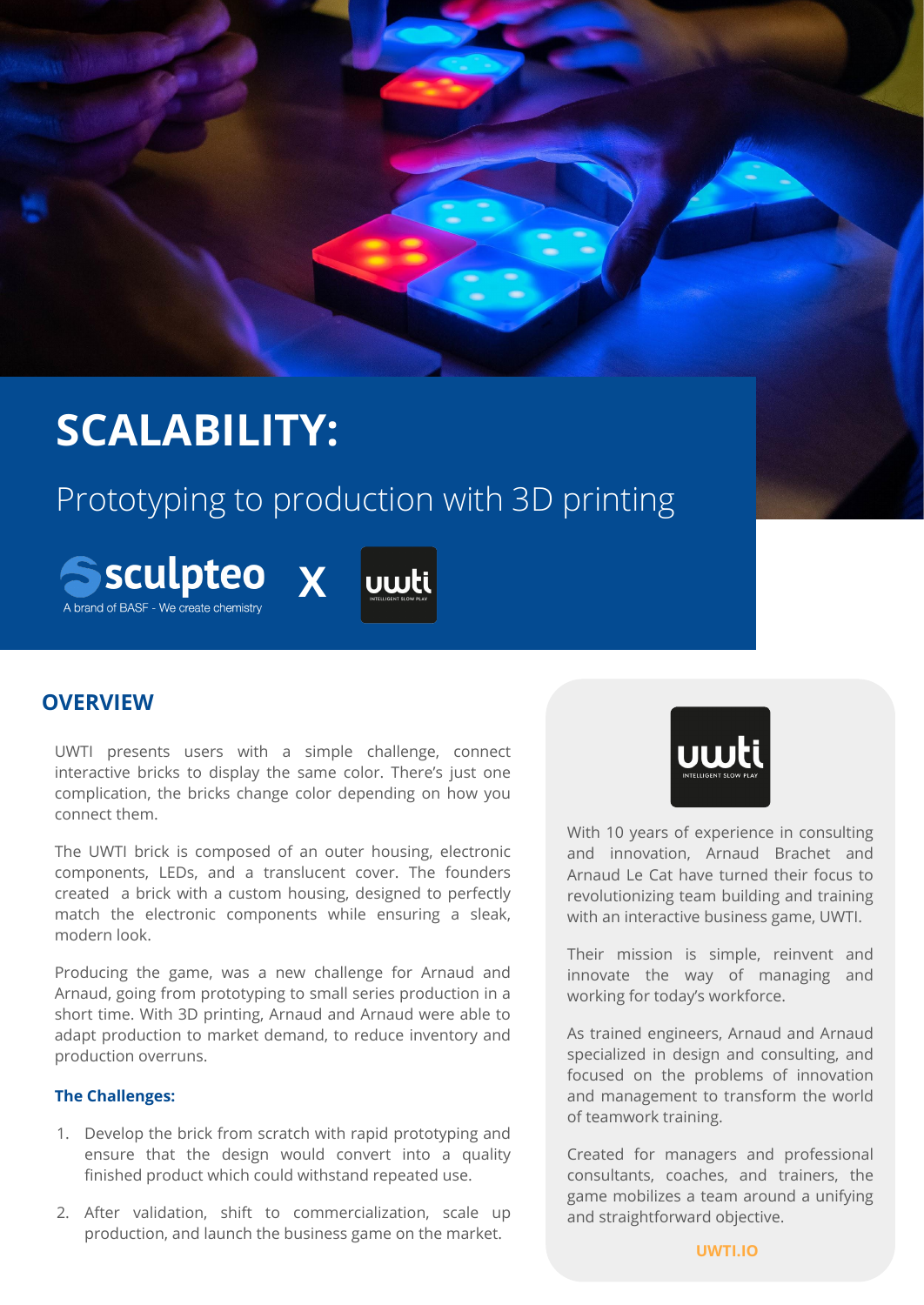# SCALABILITY:

## Prototyping to production with 3D printing

sculpteo
A brand of BASF - We create chemistry

X

uwti
INTELLIGENT SLOW PLAY

## OVERVIEW

UWTI presents users with a simple challenge, connect interactive bricks to display the same color. There's just one complication, the bricks change color depending on how you connect them.

The UWTI brick is composed of an outer housing, electronic components, LEDs, and a translucent cover. The founders created a brick with a custom housing, designed to perfectly match the electronic components while ensuring a sleak, modern look.

Producing the game, was a new challenge for Arnaud and Arnaud, going from prototyping to small series production in a short time. With 3D printing, Arnaud and Arnaud were able to adapt production to market demand, to reduce inventory and production overruns.

### The Challenges:

1. Develop the brick from scratch with rapid prototyping and ensure that the design would convert into a quality finished product which could withstand repeated use.
2. After validation, shift to commercialization, scale up production, and launch the business game on the market.

uwti
INTELLIGENT SLOW PLAY

With 10 years of experience in consulting and innovation, Arnaud Brachet and Arnaud Le Cat have turned their focus to revolutionizing team building and training with an interactive business game, UWTI.

Their mission is simple, reinvent and innovate the way of managing and working for today's workforce.

As trained engineers, Arnaud and Arnaud specialized in design and consulting, and focused on the problems of innovation and management to transform the world of teamwork training.

Created for managers and professional consultants, coaches, and trainers, the game mobilizes a team around a unifying and straightforward objective.

UWTI.IO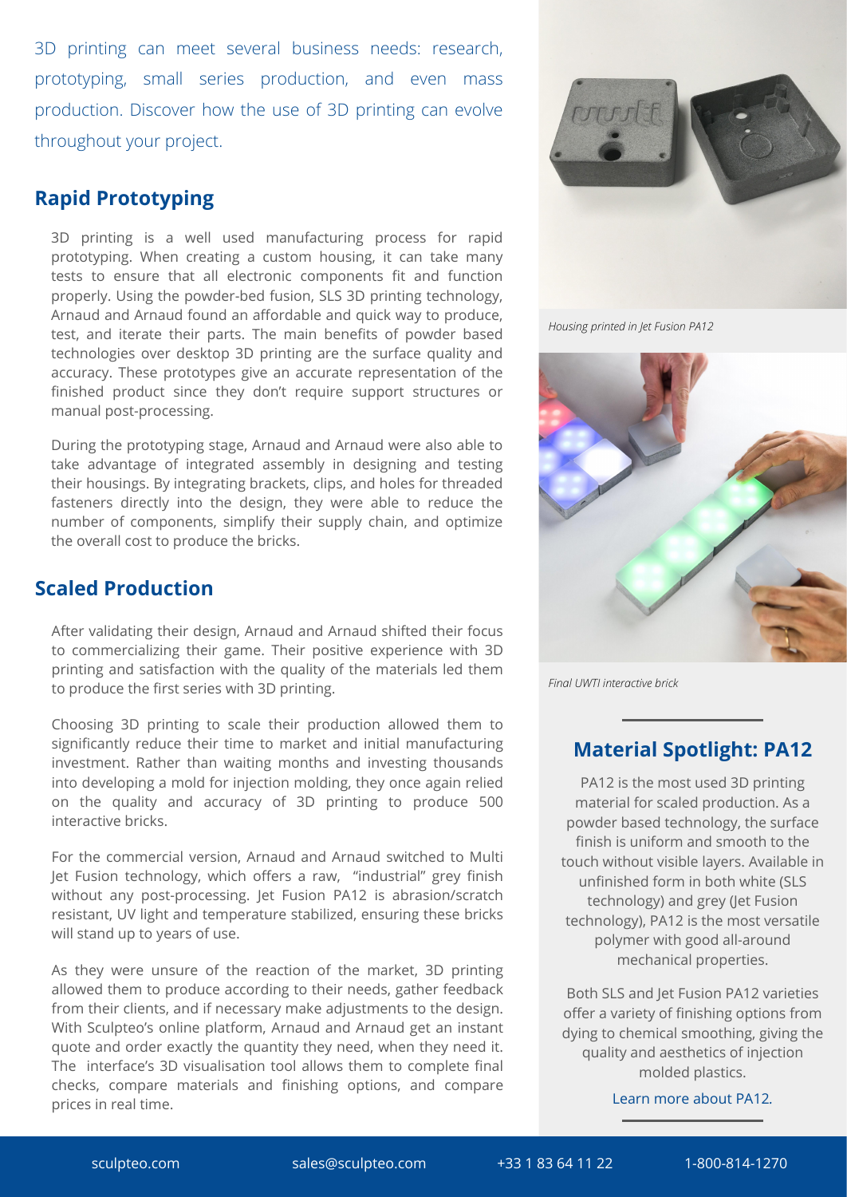3D printing can meet several business needs: research, prototyping, small series production, and even mass production. Discover how the use of 3D printing can evolve throughout your project.

## Rapid Prototyping

3D printing is a well used manufacturing process for rapid prototyping. When creating a custom housing, it can take many tests to ensure that all electronic components fit and function properly. Using the powder-bed fusion, SLS 3D printing technology, Arnaud and Arnaud found an affordable and quick way to produce, test, and iterate their parts. The main benefits of powder based technologies over desktop 3D printing are the surface quality and accuracy. These prototypes give an accurate representation of the finished product since they don't require support structures or manual post-processing.

During the prototyping stage, Arnaud and Arnaud were also able to take advantage of integrated assembly in designing and testing their housings. By integrating brackets, clips, and holes for threaded fasteners directly into the design, they were able to reduce the number of components, simplify their supply chain, and optimize the overall cost to produce the bricks.

## Scaled Production

After validating their design, Arnaud and Arnaud shifted their focus to commercializing their game. Their positive experience with 3D printing and satisfaction with the quality of the materials led them to produce the first series with 3D printing.

Choosing 3D printing to scale their production allowed them to significantly reduce their time to market and initial manufacturing investment. Rather than waiting months and investing thousands into developing a mold for injection molding, they once again relied on the quality and accuracy of 3D printing to produce 500 interactive bricks.

For the commercial version, Arnaud and Arnaud switched to Multi Jet Fusion technology, which offers a raw, "industrial" grey finish without any post-processing. Jet Fusion PA12 is abrasion/scratch resistant, UV light and temperature stabilized, ensuring these bricks will stand up to years of use.

As they were unsure of the reaction of the market, 3D printing allowed them to produce according to their needs, gather feedback from their clients, and if necessary make adjustments to the design. With Sculpteo's online platform, Arnaud and Arnaud get an instant quote and order exactly the quantity they need, when they need it. The interface's 3D visualisation tool allows them to complete final checks, compare materials and finishing options, and compare prices in real time.

*Housing printed in Jet Fusion PA12*

*Final UWTI interactive brick*

## Material Spotlight: PA12

PA12 is the most used 3D printing material for scaled production. As a powder based technology, the surface finish is uniform and smooth to the touch without visible layers. Available in unfinished form in both white (SLS technology) and grey (Jet Fusion technology), PA12 is the most versatile polymer with good all-around mechanical properties.

Both SLS and Jet Fusion PA12 varieties offer a variety of finishing options from dying to chemical smoothing, giving the quality and aesthetics of injection molded plastics.

Learn more about PA12.

sculpteo.com sales@sculpteo.com +33 1 83 64 11 22 1-800-814-1270